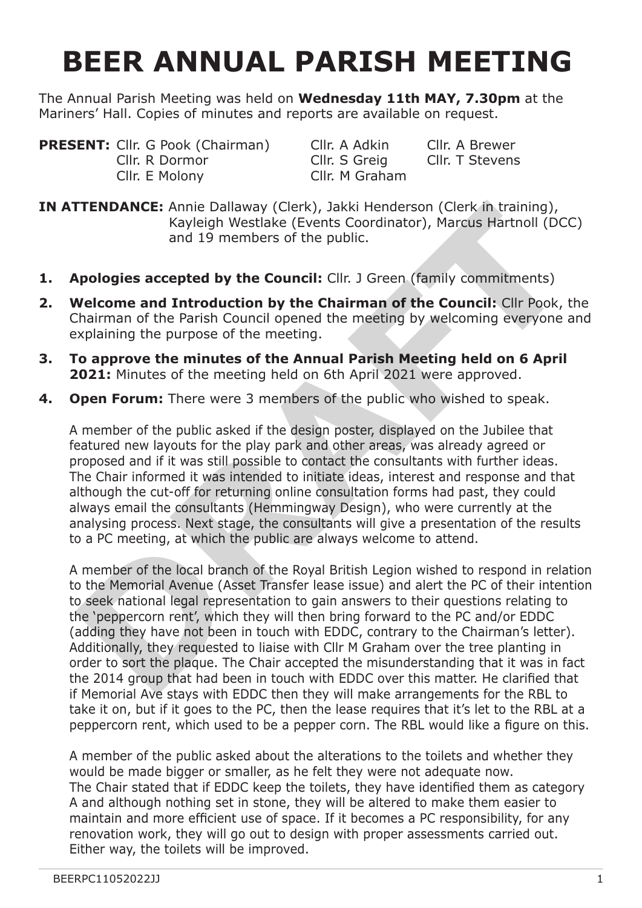# BEER ANNUAL PARISH MEETING

The Annual Parish Meeting was held on **Wednesday 11th MAY, 7.30pm** at the Mariners' Hall. Copies of minutes and reports are available on request.

**PRESENT:** Cllr. G Pook (Chairman), Cllr. A Adkin, Cllr. A Brewer, Cllr. R Dormor, Cllr. S Greig, Cllr. T Stevens, Cllr. E Molony, Cllr. M Graham

**IN ATTENDANCE:** Annie Dallaway (Clerk), Jakki Henderson (Clerk in training), Kayleigh Westlake (Events Coordinator), Marcus Hartnoll (DCC) and 19 members of the public.

1. **Apologies accepted by the Council:** Cllr. J Green (family commitments)
2. **Welcome and Introduction by the Chairman of the Council:** Cllr Pook, the Chairman of the Parish Council opened the meeting by welcoming everyone and explaining the purpose of the meeting.
3. **To approve the minutes of the Annual Parish Meeting held on 6 April 2021:** Minutes of the meeting held on 6th April 2021 were approved.
4. **Open Forum:** There were 3 members of the public who wished to speak.

   A member of the public asked if the design poster, displayed on the Jubilee that featured new layouts for the play park and other areas, was already agreed or proposed and if it was still possible to contact the consultants with further ideas. The Chair informed it was intended to initiate ideas, interest and response and that although the cut-off for returning online consultation forms had past, they could always email the consultants (Hemmingway Design), who were currently at the analysing process. Next stage, the consultants will give a presentation of the results to a PC meeting, at which the public are always welcome to attend.

   A member of the local branch of the Royal British Legion wished to respond in relation to the Memorial Avenue (Asset Transfer lease issue) and alert the PC of their intention to seek national legal representation to gain answers to their questions relating to the 'peppercorn rent', which they will then bring forward to the PC and/or EDDC (adding they have not been in touch with EDDC, contrary to the Chairman's letter). Additionally, they requested to liaise with Cllr M Graham over the tree planting in order to sort the plaque. The Chair accepted the misunderstanding that it was in fact the 2014 group that had been in touch with EDDC over this matter. He clarified that if Memorial Ave stays with EDDC then they will make arrangements for the RBL to take it on, but if it goes to the PC, then the lease requires that it's let to the RBL at a peppercorn rent, which used to be a pepper corn. The RBL would like a figure on this.

   A member of the public asked about the alterations to the toilets and whether they would be made bigger or smaller, as he felt they were not adequate now. The Chair stated that if EDDC keep the toilets, they have identified them as category A and although nothing set in stone, they will be altered to make them easier to maintain and more efficient use of space. If it becomes a PC responsibility, for any renovation work, they will go out to design with proper assessments carried out. Either way, the toilets will be improved.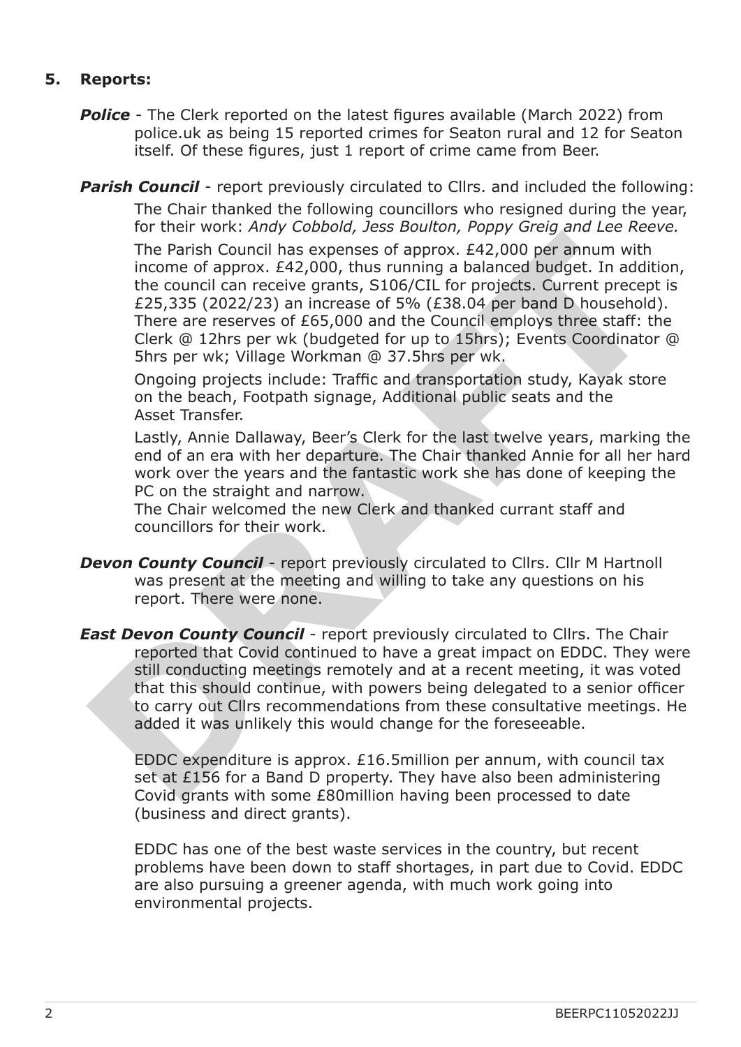## 5. Reports:

***Police*** - The Clerk reported on the latest figures available (March 2022) from police.uk as being 15 reported crimes for Seaton rural and 12 for Seaton itself. Of these figures, just 1 report of crime came from Beer.

***Parish Council*** - report previously circulated to Cllrs. and included the following:

The Chair thanked the following councillors who resigned during the year, for their work: *Andy Cobbold, Jess Boulton, Poppy Greig and Lee Reeve.*

The Parish Council has expenses of approx. £42,000 per annum with income of approx. £42,000, thus running a balanced budget. In addition, the council can receive grants, S106/CIL for projects. Current precept is £25,335 (2022/23) an increase of 5% (£38.04 per band D household). There are reserves of £65,000 and the Council employs three staff: the Clerk @ 12hrs per wk (budgeted for up to 15hrs); Events Coordinator @ 5hrs per wk; Village Workman @ 37.5hrs per wk.

Ongoing projects include: Traffic and transportation study, Kayak store on the beach, Footpath signage, Additional public seats and the Asset Transfer.

Lastly, Annie Dallaway, Beer's Clerk for the last twelve years, marking the end of an era with her departure. The Chair thanked Annie for all her hard work over the years and the fantastic work she has done of keeping the PC on the straight and narrow.
The Chair welcomed the new Clerk and thanked currant staff and councillors for their work.

***Devon County Council*** - report previously circulated to Cllrs. Cllr M Hartnoll was present at the meeting and willing to take any questions on his report. There were none.

***East Devon County Council*** - report previously circulated to Cllrs. The Chair reported that Covid continued to have a great impact on EDDC. They were still conducting meetings remotely and at a recent meeting, it was voted that this should continue, with powers being delegated to a senior officer to carry out Cllrs recommendations from these consultative meetings. He added it was unlikely this would change for the foreseeable.

EDDC expenditure is approx. £16.5million per annum, with council tax set at £156 for a Band D property. They have also been administering Covid grants with some £80million having been processed to date (business and direct grants).

EDDC has one of the best waste services in the country, but recent problems have been down to staff shortages, in part due to Covid. EDDC are also pursuing a greener agenda, with much work going into environmental projects.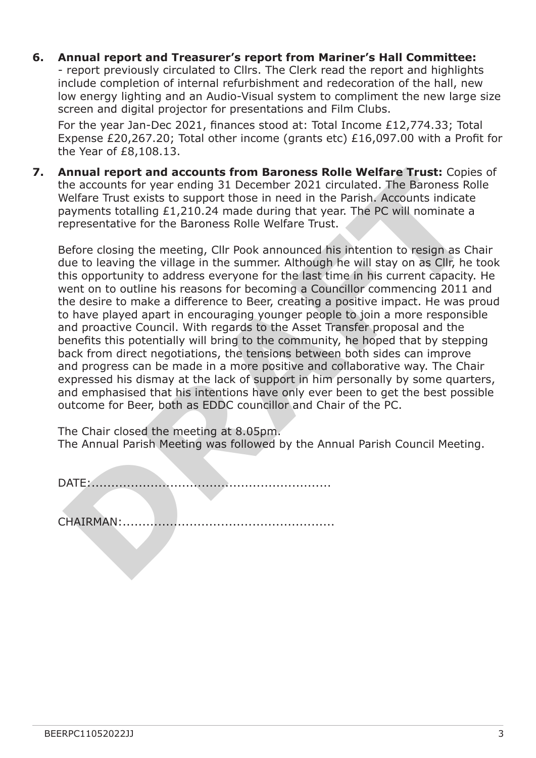6. **Annual report and Treasurer's report from Mariner's Hall Committee:** - report previously circulated to Cllrs. The Clerk read the report and highlights include completion of internal refurbishment and redecoration of the hall, new low energy lighting and an Audio-Visual system to compliment the new large size screen and digital projector for presentations and Film Clubs.

   For the year Jan-Dec 2021, finances stood at: Total Income £12,774.33; Total Expense £20,267.20; Total other income (grants etc) £16,097.00 with a Profit for the Year of £8,108.13.

7. **Annual report and accounts from Baroness Rolle Welfare Trust:** Copies of the accounts for year ending 31 December 2021 circulated. The Baroness Rolle Welfare Trust exists to support those in need in the Parish. Accounts indicate payments totalling £1,210.24 made during that year. The PC will nominate a representative for the Baroness Rolle Welfare Trust.

   Before closing the meeting, Cllr Pook announced his intention to resign as Chair due to leaving the village in the summer. Although he will stay on as Cllr, he took this opportunity to address everyone for the last time in his current capacity. He went on to outline his reasons for becoming a Councillor commencing 2011 and the desire to make a difference to Beer, creating a positive impact. He was proud to have played apart in encouraging younger people to join a more responsible and proactive Council. With regards to the Asset Transfer proposal and the benefits this potentially will bring to the community, he hoped that by stepping back from direct negotiations, the tensions between both sides can improve and progress can be made in a more positive and collaborative way. The Chair expressed his dismay at the lack of support in him personally by some quarters, and emphasised that his intentions have only ever been to get the best possible outcome for Beer, both as EDDC councillor and Chair of the PC.

   The Chair closed the meeting at 8.05pm.
   The Annual Parish Meeting was followed by the Annual Parish Council Meeting.

   DATE:............................................................

   CHAIRMAN:....................................................

DRAFT